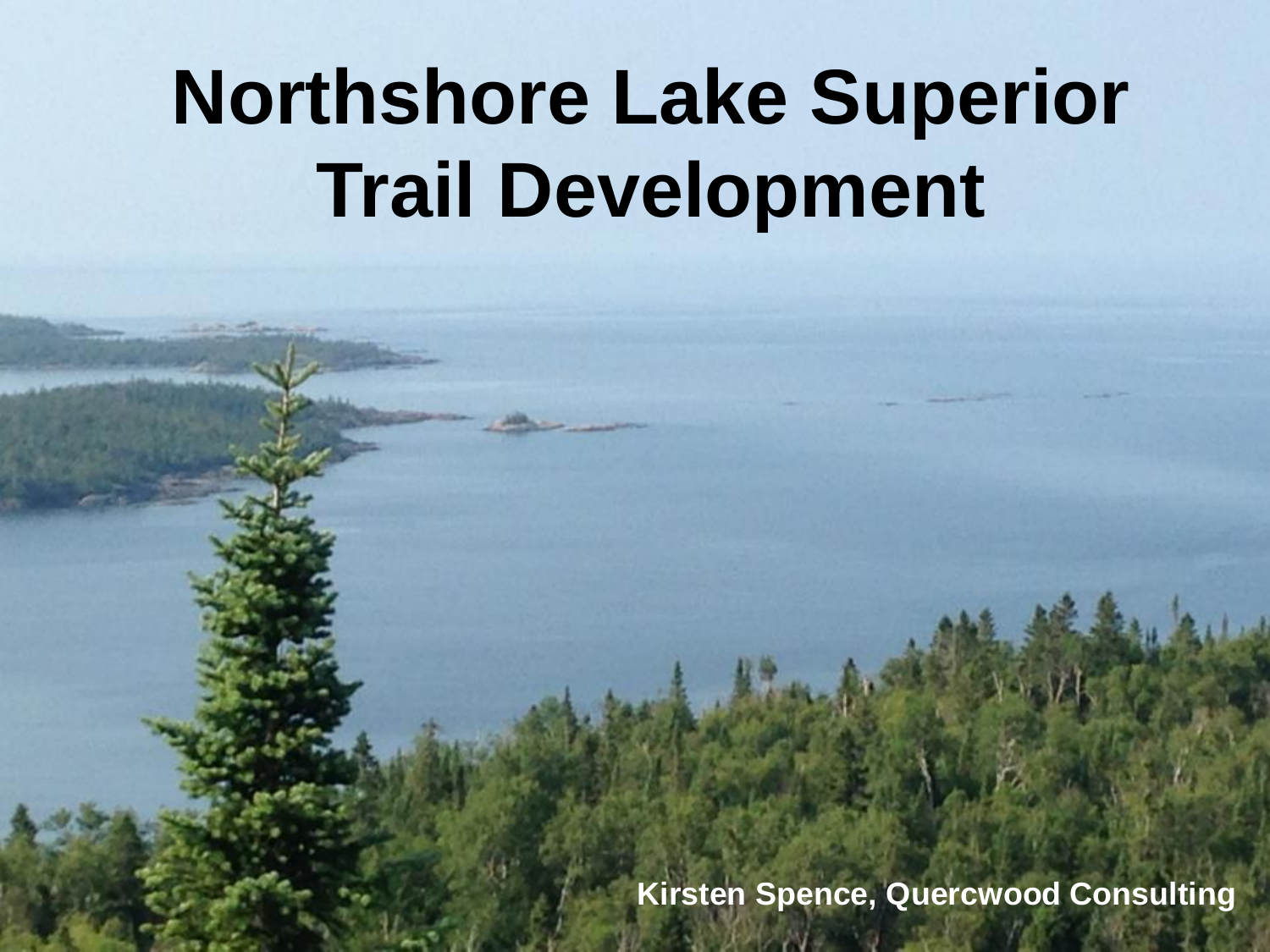# Northshore Lake Superior Trail Development

**Kirsten Spence, Quercwood Consulting**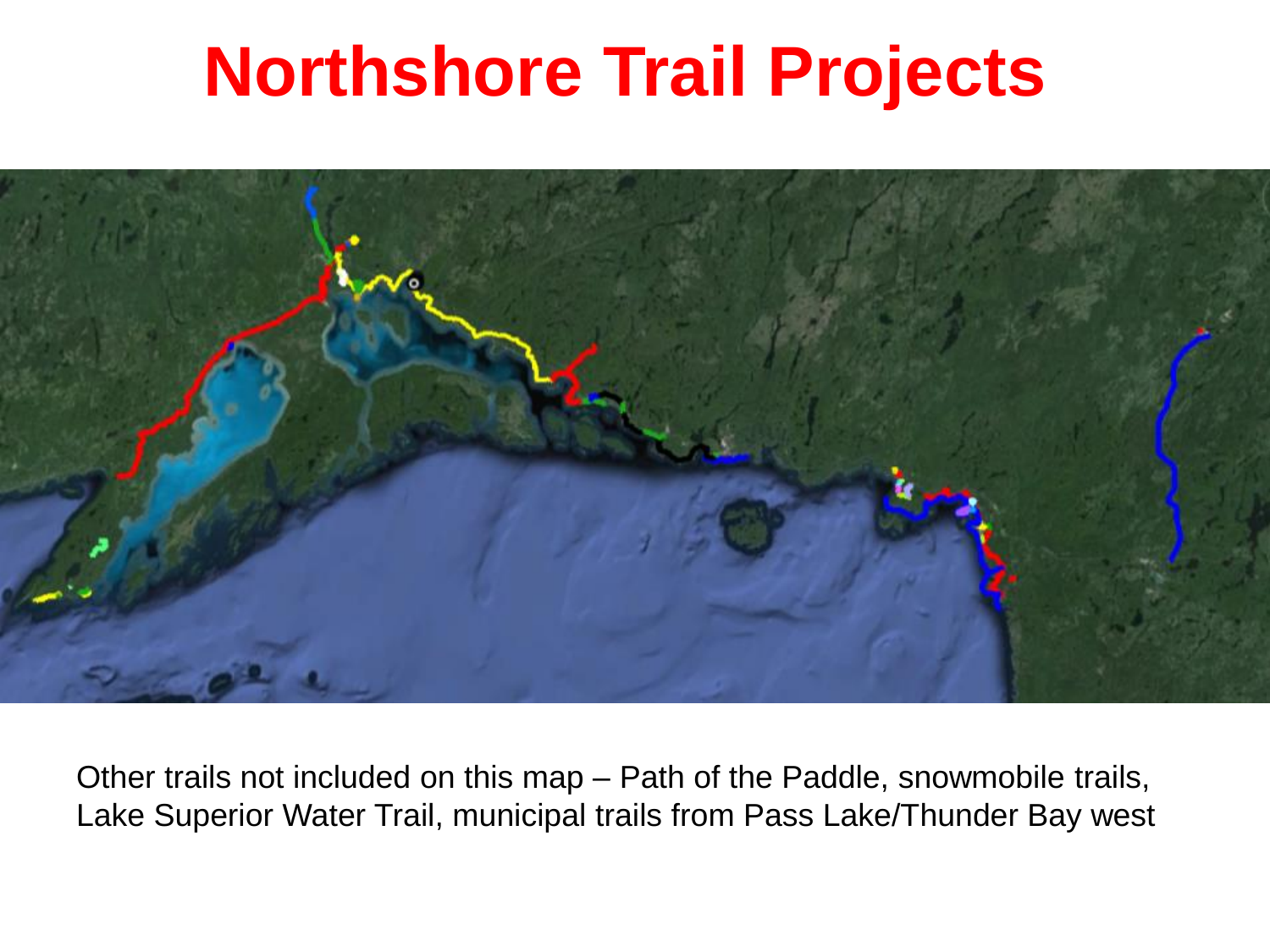# Northshore Trail Projects

Other trails not included on this map – Path of the Paddle, snowmobile trails, Lake Superior Water Trail, municipal trails from Pass Lake/Thunder Bay west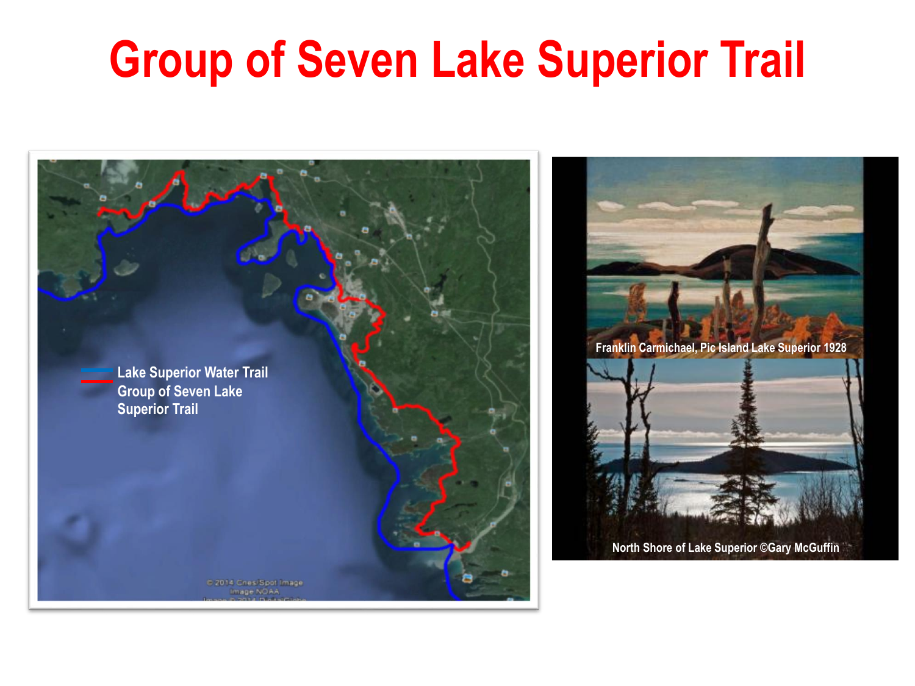# Group of Seven Lake Superior Trail

Lake Superior Water Trail

Group of Seven Lake Superior Trail

© 2014 Cnes/Spot Image
Image NOAA

Franklin Carmichael, Pic Island Lake Superior 1928

North Shore of Lake Superior ©Gary McGuffin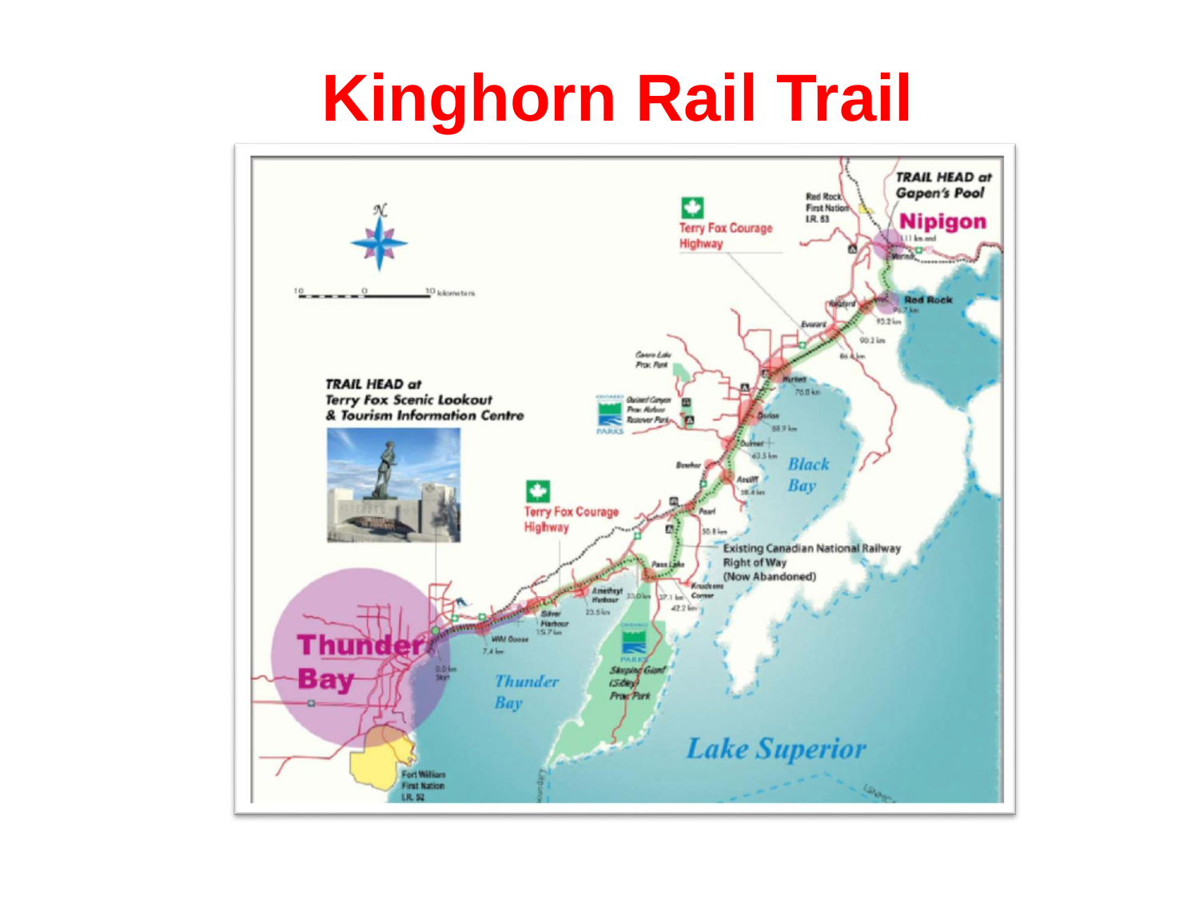# Kinghorn Rail Trail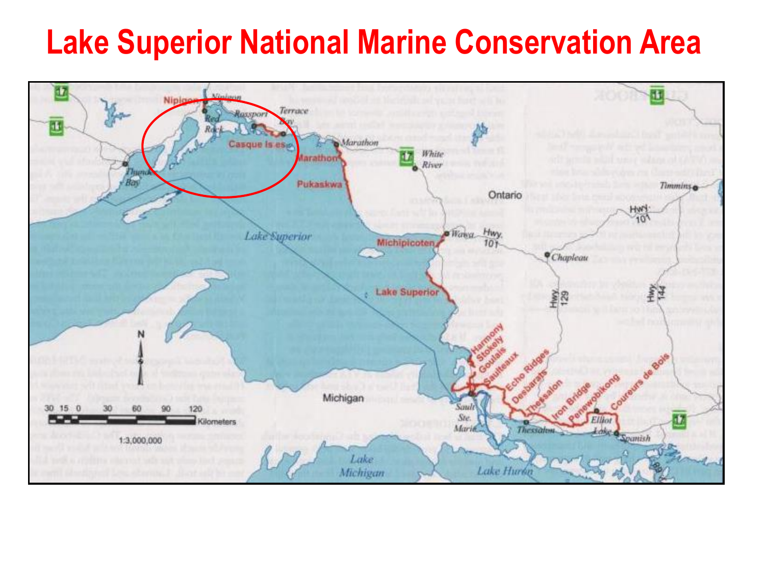# Lake Superior National Marine Conservation Area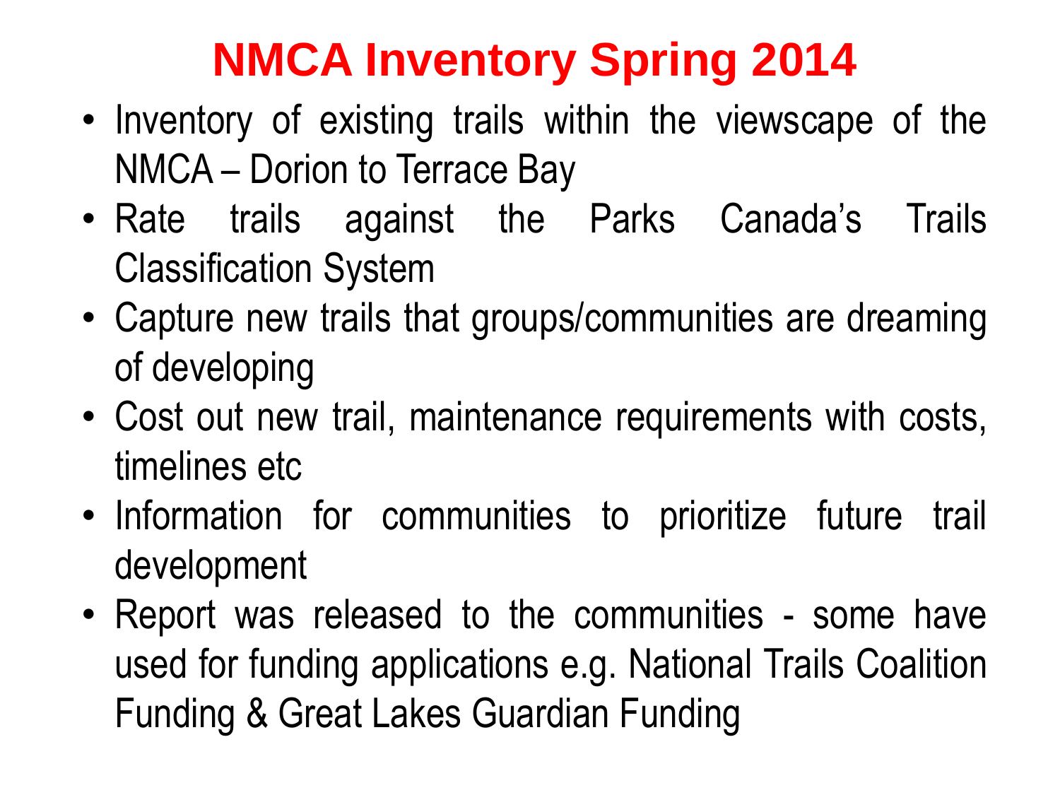# NMCA Inventory Spring 2014

- Inventory of existing trails within the viewscape of the NMCA – Dorion to Terrace Bay
- Rate trails against the Parks Canada's Trails Classification System
- Capture new trails that groups/communities are dreaming of developing
- Cost out new trail, maintenance requirements with costs, timelines etc
- Information for communities to prioritize future trail development
- Report was released to the communities - some have used for funding applications e.g. National Trails Coalition Funding & Great Lakes Guardian Funding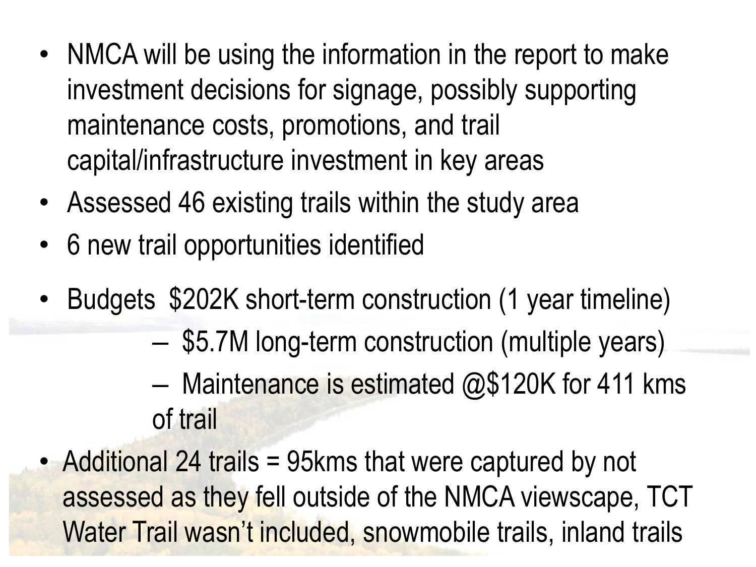- NMCA will be using the information in the report to make investment decisions for signage, possibly supporting maintenance costs, promotions, and trail capital/infrastructure investment in key areas
- Assessed 46 existing trails within the study area
- 6 new trail opportunities identified
- Budgets $202K short-term construction (1 year timeline)
  - $5.7M long-term construction (multiple years)
  - Maintenance is estimated @$120K for 411 kms of trail
- Additional 24 trails = 95kms that were captured by not assessed as they fell outside of the NMCA viewscape, TCT Water Trail wasn't included, snowmobile trails, inland trails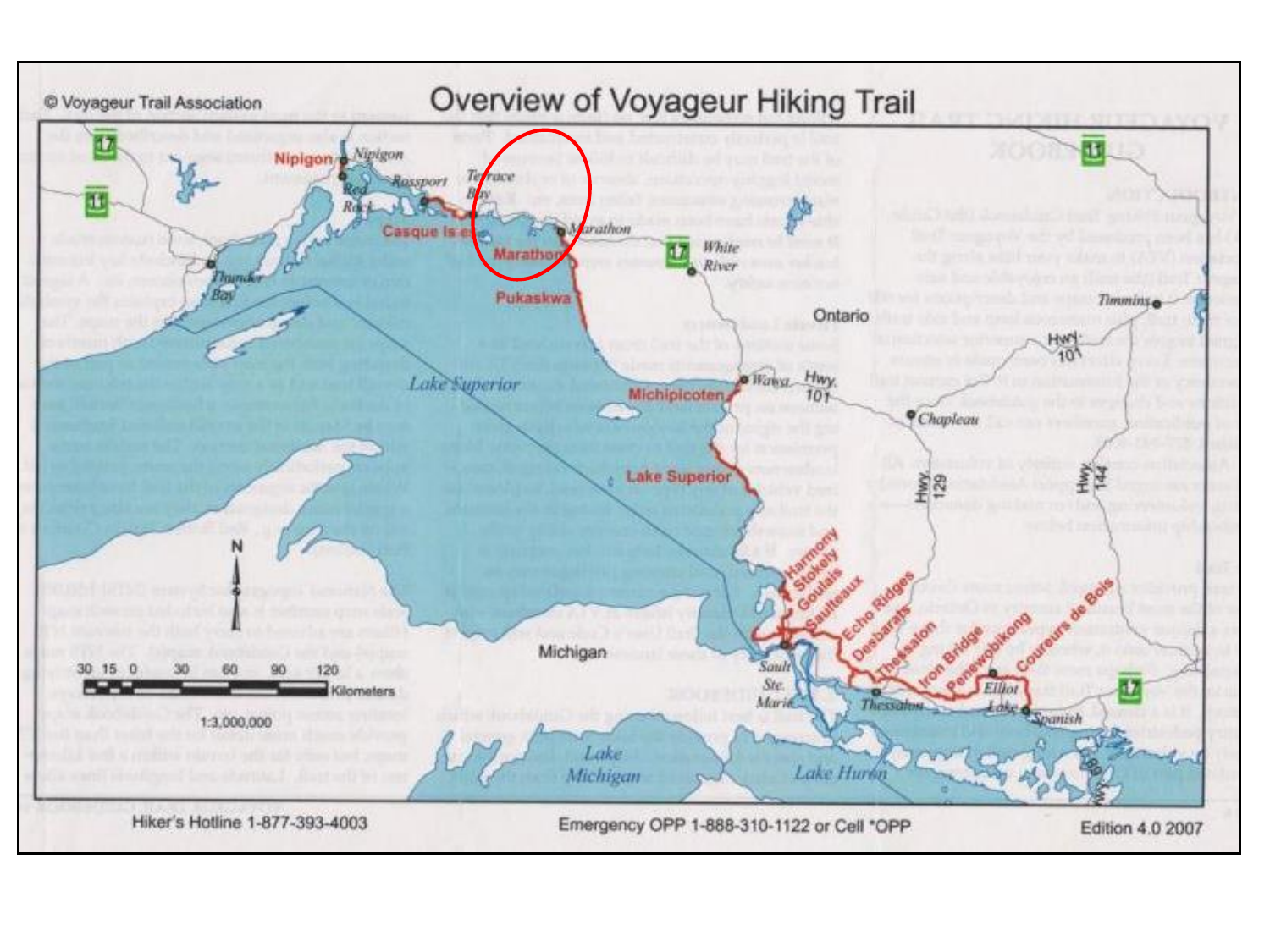© Voyageur Trail Association

# Overview of Voyageur Hiking Trail

Nipigon

Nipigon

Red Rock

Rossport

Terrace Bay

Casque Isles

Marathon

Marathon

White River

Pukaskwa

Thunder Bay

Lake Superior

Ontario

Timmins

Hwy. 101

Wawa

Hwy. 101

Michipicoten

Chapleau

Lake Superior

Hwy. 129

Hwy. 144

Harmony

Stokely

Goulais

Sauiteaux

Echo Ridges

Desbarats

Thessalon

Iron Bridge

Penewobikong

Coureurs de Bois

Michigan

Sault Ste. Marie

Thessalon

Elliot Lake

Spanish

Lake Michigan

Lake Huron

N

30 15 0 30 60 90 120 Kilometers

1:3,000,000

Hiker's Hotline 1-877-393-4003

Emergency OPP 1-888-310-1122 or Cell *OPP

Edition 4.0 2007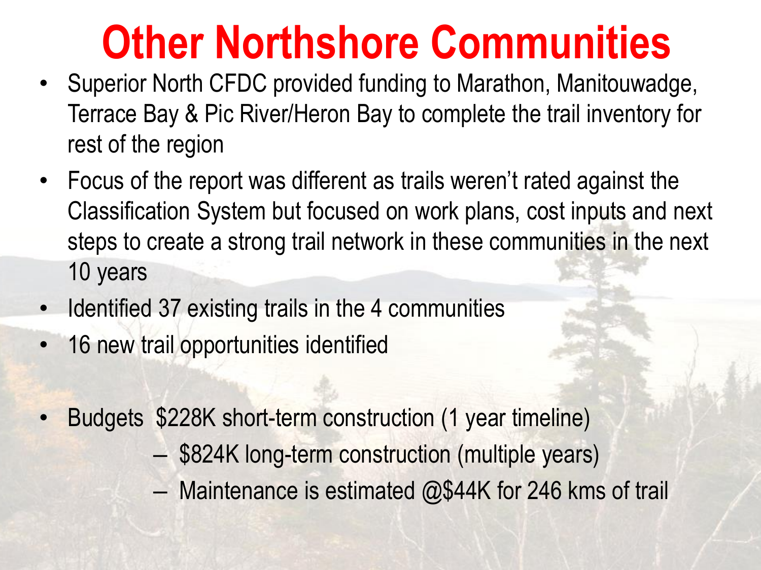# Other Northshore Communities

- Superior North CFDC provided funding to Marathon, Manitouwadge, Terrace Bay & Pic River/Heron Bay to complete the trail inventory for rest of the region
- Focus of the report was different as trails weren't rated against the Classification System but focused on work plans, cost inputs and next steps to create a strong trail network in these communities in the next 10 years
- Identified 37 existing trails in the 4 communities
- 16 new trail opportunities identified
- Budgets $228K short-term construction (1 year timeline)
  - $824K long-term construction (multiple years)
  - Maintenance is estimated @$44K for 246 kms of trail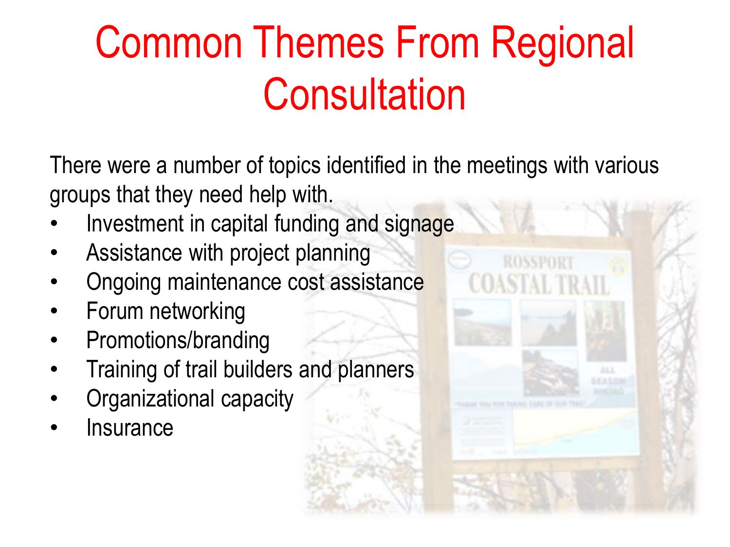# Common Themes From Regional Consultation

There were a number of topics identified in the meetings with various groups that they need help with.

- Investment in capital funding and signage
- Assistance with project planning
- Ongoing maintenance cost assistance
- Forum networking
- Promotions/branding
- Training of trail builders and planners
- Organizational capacity
- Insurance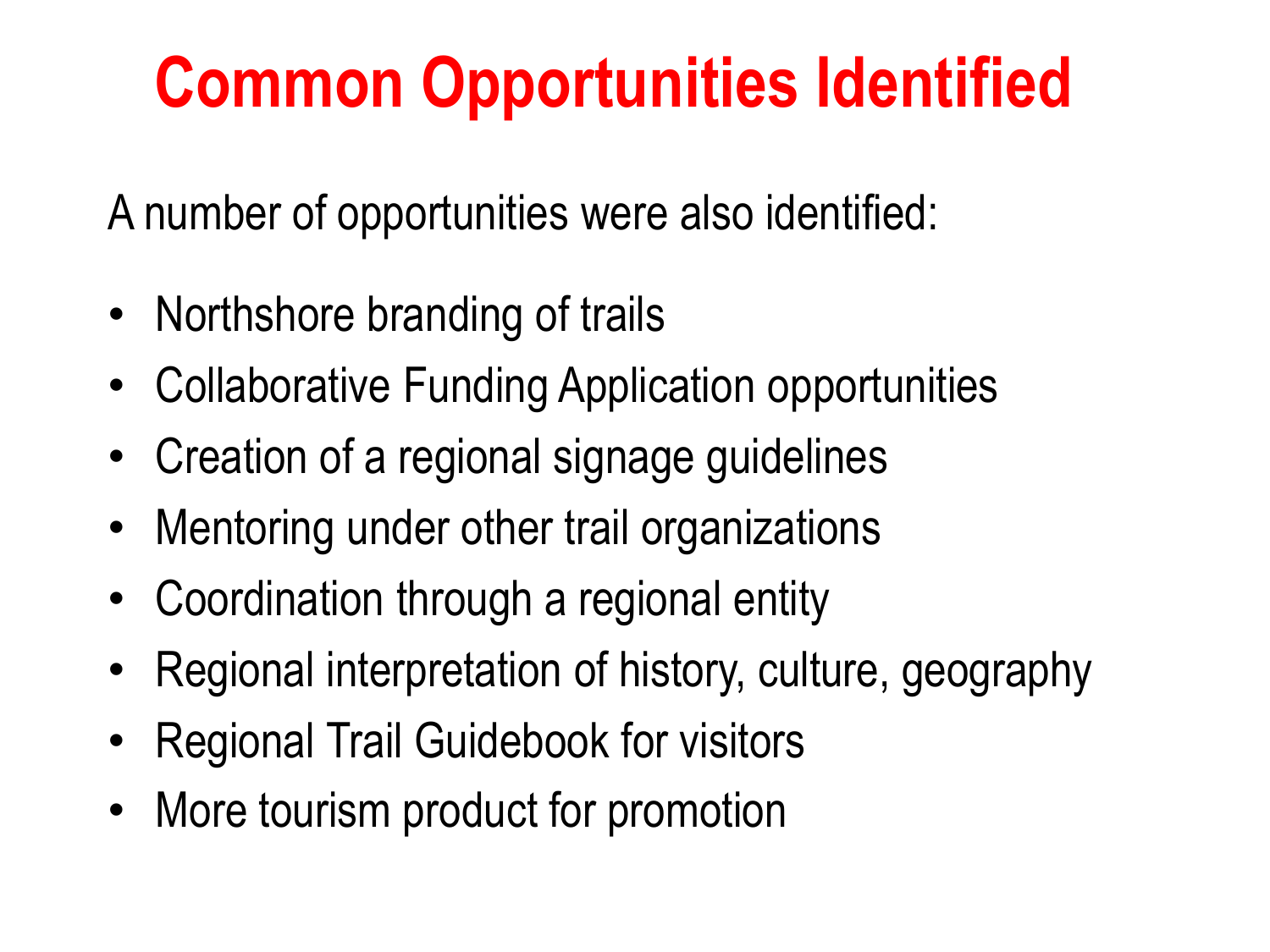# Common Opportunities Identified

A number of opportunities were also identified:

- Northshore branding of trails
- Collaborative Funding Application opportunities
- Creation of a regional signage guidelines
- Mentoring under other trail organizations
- Coordination through a regional entity
- Regional interpretation of history, culture, geography
- Regional Trail Guidebook for visitors
- More tourism product for promotion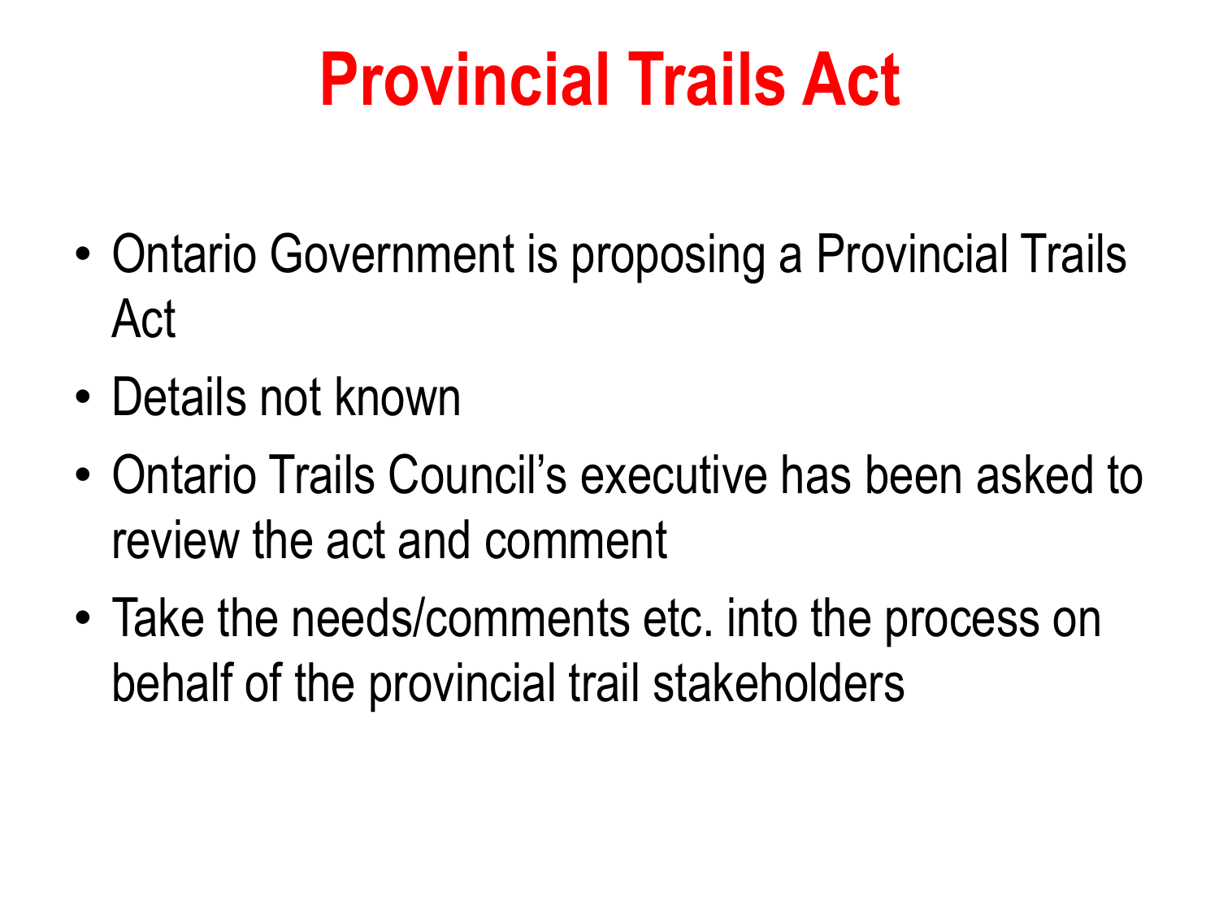# Provincial Trails Act

- Ontario Government is proposing a Provincial Trails Act
- Details not known
- Ontario Trails Council's executive has been asked to review the act and comment
- Take the needs/comments etc. into the process on behalf of the provincial trail stakeholders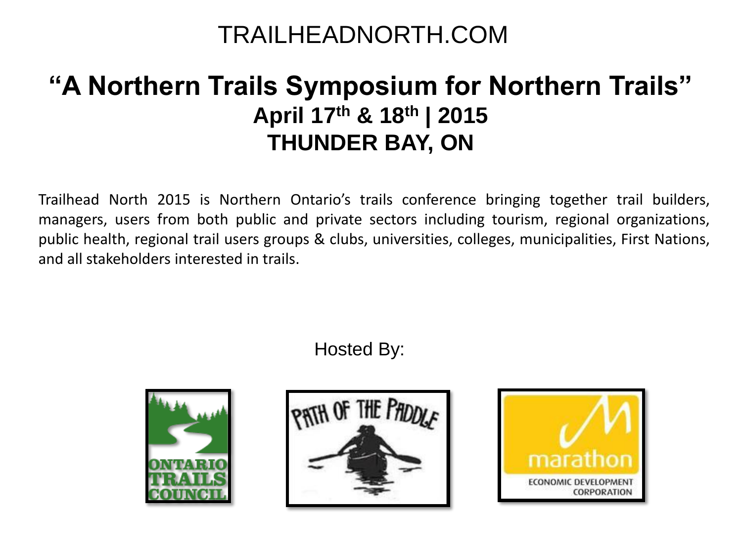TRAILHEADNORTH.COM

# "A Northern Trails Symposium for Northern Trails"

## April 17th & 18th | 2015

## THUNDER BAY, ON

Trailhead North 2015 is Northern Ontario's trails conference bringing together trail builders, managers, users from both public and private sectors including tourism, regional organizations, public health, regional trail users groups & clubs, universities, colleges, municipalities, First Nations, and all stakeholders interested in trails.

Hosted By:

ONTARIO TRAILS COUNCIL

PATH OF THE PADDLE

marathon ECONOMIC DEVELOPMENT CORPORATION